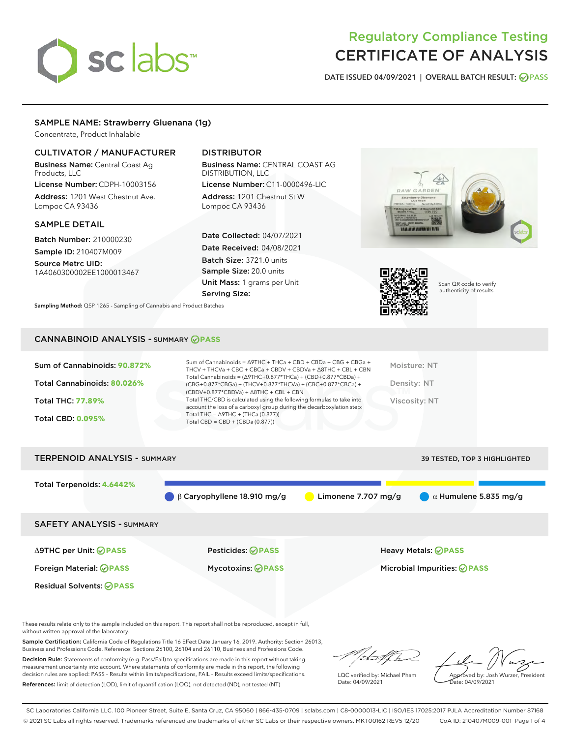# Regulatory Compliance Testing
# CERTIFICATE OF ANALYSIS

DATE ISSUED 04/09/2021 | OVERALL BATCH RESULT: PASS

## SAMPLE NAME: Strawberry Gluenana (1g)

Concentrate, Product Inhalable

### CULTIVATOR / MANUFACTURER

**Business Name:** Central Coast Ag Products, LLC

**License Number:** CDPH-10003156

**Address:** 1201 West Chestnut Ave. Lompoc CA 93436

### DISTRIBUTOR

**Business Name:** CENTRAL COAST AG DISTRIBUTION, LLC

**License Number:** C11-0000496-LIC

**Address:** 1201 Chestnut St W Lompoc CA 93436

### SAMPLE DETAIL

**Batch Number:** 210000230

**Sample ID:** 210407M009

**Source Metrc UID:** 1A4060300002EE1000013467

**Date Collected:** 04/07/2021

**Date Received:** 04/08/2021

**Batch Size:** 3721.0 units

**Sample Size:** 20.0 units

**Unit Mass:** 1 grams per Unit

**Serving Size:**

Scan QR code to verify authenticity of results.

**Sampling Method:** QSP 1265 - Sampling of Cannabis and Product Batches

## CANNABINOID ANALYSIS - SUMMARY PASS

Sum of Cannabinoids: **90.872%**

Total Cannabinoids: **80.026%**

Total THC: **77.89%**

Total CBD: **0.095%**

Sum of Cannabinoids = Δ9THC + THCa + CBD + CBDa + CBG + CBGa + THCV + THCVa + CBC + CBCa + CBDV + CBDVa + Δ8THC + CBL + CBN

Total Cannabinoids = (Δ9THC+0.877*THCa) + (CBD+0.877*CBDa) + (CBG+0.877*CBGa) + (THCV+0.877*THCVa) + (CBC+0.877*CBCa) + (CBDV+0.877*CBDVa) + Δ8THC + CBL + CBN

Total THC/CBD is calculated using the following formulas to take into account the loss of a carboxyl group during the decarboxylation step:

Total THC = Δ9THC + (THCa (0.877))

Total CBD = CBD + (CBDa (0.877))

Moisture: NT

Density: NT

Viscosity: NT

## TERPENOID ANALYSIS - SUMMARY

39 TESTED, TOP 3 HIGHLIGHTED

Total Terpenoids: **4.6442%**

β Caryophyllene 18.910 mg/g | Limonene 7.707 mg/g | α Humulene 5.835 mg/g

## SAFETY ANALYSIS - SUMMARY

| | | |
|---|---|---|
| Δ9THC per Unit: PASS | Pesticides: PASS | Heavy Metals: PASS |
| Foreign Material: PASS | Mycotoxins: PASS | Microbial Impurities: PASS |
| Residual Solvents: PASS | | |

These results relate only to the sample included on this report. This report shall not be reproduced, except in full, without written approval of the laboratory.

**Sample Certification:** California Code of Regulations Title 16 Effect Date January 16, 2019. Authority: Section 26013, Business and Professions Code. Reference: Sections 26100, 26104 and 26110, Business and Professions Code.

**Decision Rule:** Statements of conformity (e.g. Pass/Fail) to specifications are made in this report without taking measurement uncertainty into account. Where statements of conformity are made in this report, the following decision rules are applied: PASS - Results within limits/specifications, FAIL - Results exceed limits/specifications.

**References:** limit of detection (LOD), limit of quantification (LOQ), not detected (ND), not tested (NT)

LQC verified by: Michael Pham
Date: 04/09/2021

Approved by: Josh Wurzer, President
Date: 04/09/2021

SC Laboratories California LLC. 100 Pioneer Street, Suite E, Santa Cruz, CA 95060 | 866-435-0709 | sclabs.com | C8-0000013-LIC | ISO/IES 17025:2017 PJLA Accreditation Number 87168
© 2021 SC Labs all rights reserved. Trademarks referenced are trademarks of either SC Labs or their respective owners. MKT00162 REV5 12/20 CoA ID: 210407M009-001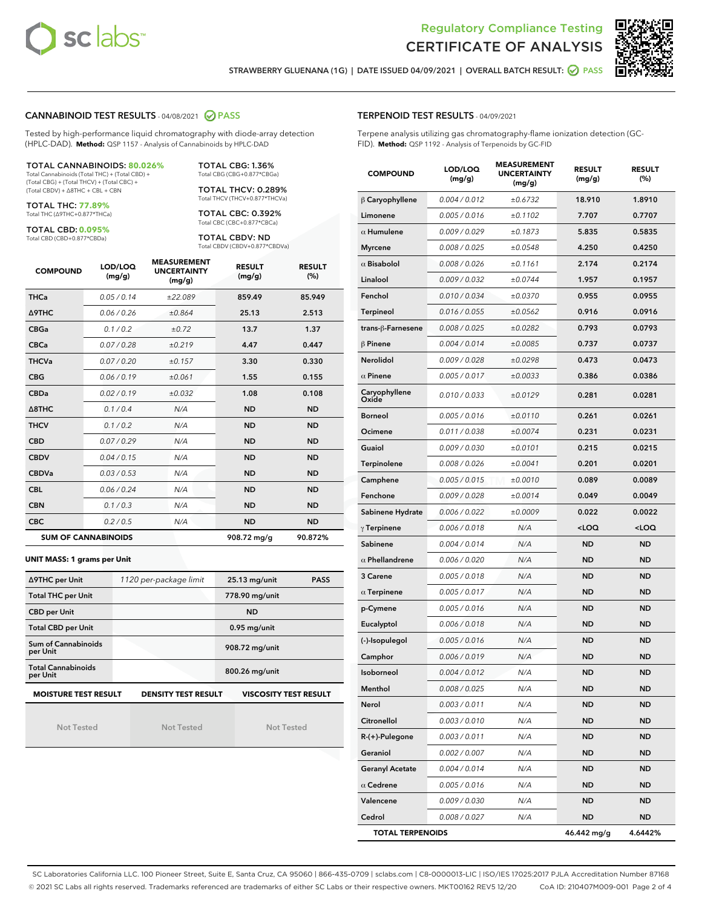Regulatory Compliance Testing
# CERTIFICATE OF ANALYSIS

STRAWBERRY GLUENANA (1G) | DATE ISSUED 04/09/2021 | OVERALL BATCH RESULT: PASS

## CANNABINOID TEST RESULTS - 04/08/2021 PASS

Tested by high-performance liquid chromatography with diode-array detection (HPLC-DAD). **Method:** QSP 1157 - Analysis of Cannabinoids by HPLC-DAD

**TOTAL CANNABINOIDS: 80.026%**
Total Cannabinoids (Total THC) + (Total CBD) + (Total CBG) + (Total THCV) + (Total CBC) + (Total CBDV) + Δ8THC + CBL + CBN

**TOTAL THC: 77.89%**
Total THC (Δ9THC+0.877*THCa)

**TOTAL CBD: 0.095%**
Total CBD (CBD+0.877*CBDa)

**TOTAL CBG: 1.36%**
Total CBG (CBG+0.877*CBGa)

**TOTAL THCV: 0.289%**
Total THCV (THCV+0.877*THCVa)

**TOTAL CBC: 0.392%**
Total CBC (CBC+0.877*CBCa)

**TOTAL CBDV: ND**
Total CBDV (CBDV+0.877*CBDVa)

| COMPOUND | LOD/LOQ (mg/g) | MEASUREMENT UNCERTAINTY (mg/g) | RESULT (mg/g) | RESULT (%) |
|---|---|---|---|---|
| THCa | 0.05 / 0.14 | ±22.089 | 859.49 | 85.949 |
| Δ9THC | 0.06 / 0.26 | ±0.864 | 25.13 | 2.513 |
| CBGa | 0.1 / 0.2 | ±0.72 | 13.7 | 1.37 |
| CBCa | 0.07 / 0.28 | ±0.219 | 4.47 | 0.447 |
| THCVa | 0.07 / 0.20 | ±0.157 | 3.30 | 0.330 |
| CBG | 0.06 / 0.19 | ±0.061 | 1.55 | 0.155 |
| CBDa | 0.02 / 0.19 | ±0.032 | 1.08 | 0.108 |
| Δ8THC | 0.1 / 0.4 | N/A | ND | ND |
| THCV | 0.1 / 0.2 | N/A | ND | ND |
| CBD | 0.07 / 0.29 | N/A | ND | ND |
| CBDV | 0.04 / 0.15 | N/A | ND | ND |
| CBDVa | 0.03 / 0.53 | N/A | ND | ND |
| CBL | 0.06 / 0.24 | N/A | ND | ND |
| CBN | 0.1 / 0.3 | N/A | ND | ND |
| CBC | 0.2 / 0.5 | N/A | ND | ND |
| **SUM OF CANNABINOIDS** | | | **908.72 mg/g** | **90.872%** |

**UNIT MASS: 1 grams per Unit**

| | | | |
|---|---|---|---|
| Δ9THC per Unit | 1120 per-package limit | 25.13 mg/unit | PASS |
| Total THC per Unit | | 778.90 mg/unit | |
| CBD per Unit | | ND | |
| Total CBD per Unit | | 0.95 mg/unit | |
| Sum of Cannabinoids per Unit | | 908.72 mg/unit | |
| Total Cannabinoids per Unit | | 800.26 mg/unit | |

| MOISTURE TEST RESULT | DENSITY TEST RESULT | VISCOSITY TEST RESULT |
|---|---|---|
| Not Tested | Not Tested | Not Tested |

## TERPENOID TEST RESULTS - 04/09/2021

Terpene analysis utilizing gas chromatography-flame ionization detection (GC-FID). **Method:** QSP 1192 - Analysis of Terpenoids by GC-FID

| COMPOUND | LOD/LOQ (mg/g) | MEASUREMENT UNCERTAINTY (mg/g) | RESULT (mg/g) | RESULT (%) |
|---|---|---|---|---|
| β Caryophyllene | 0.004 / 0.012 | ±0.6732 | 18.910 | 1.8910 |
| Limonene | 0.005 / 0.016 | ±0.1102 | 7.707 | 0.7707 |
| α Humulene | 0.009 / 0.029 | ±0.1873 | 5.835 | 0.5835 |
| Myrcene | 0.008 / 0.025 | ±0.0548 | 4.250 | 0.4250 |
| α Bisabolol | 0.008 / 0.026 | ±0.1161 | 2.174 | 0.2174 |
| Linalool | 0.009 / 0.032 | ±0.0744 | 1.957 | 0.1957 |
| Fenchol | 0.010 / 0.034 | ±0.0370 | 0.955 | 0.0955 |
| Terpineol | 0.016 / 0.055 | ±0.0562 | 0.916 | 0.0916 |
| trans-β-Farnesene | 0.008 / 0.025 | ±0.0282 | 0.793 | 0.0793 |
| β Pinene | 0.004 / 0.014 | ±0.0085 | 0.737 | 0.0737 |
| Nerolidol | 0.009 / 0.028 | ±0.0298 | 0.473 | 0.0473 |
| α Pinene | 0.005 / 0.017 | ±0.0033 | 0.386 | 0.0386 |
| Caryophyllene Oxide | 0.010 / 0.033 | ±0.0129 | 0.281 | 0.0281 |
| Borneol | 0.005 / 0.016 | ±0.0110 | 0.261 | 0.0261 |
| Ocimene | 0.011 / 0.038 | ±0.0074 | 0.231 | 0.0231 |
| Guaiol | 0.009 / 0.030 | ±0.0101 | 0.215 | 0.0215 |
| Terpinolene | 0.008 / 0.026 | ±0.0041 | 0.201 | 0.0201 |
| Camphene | 0.005 / 0.015 | ±0.0010 | 0.089 | 0.0089 |
| Fenchone | 0.009 / 0.028 | ±0.0014 | 0.049 | 0.0049 |
| Sabinene Hydrate | 0.006 / 0.022 | ±0.0009 | 0.022 | 0.0022 |
| γ Terpinene | 0.006 / 0.018 | N/A | <LOQ | <LOQ |
| Sabinene | 0.004 / 0.014 | N/A | ND | ND |
| α Phellandrene | 0.006 / 0.020 | N/A | ND | ND |
| 3 Carene | 0.005 / 0.018 | N/A | ND | ND |
| α Terpinene | 0.005 / 0.017 | N/A | ND | ND |
| p-Cymene | 0.005 / 0.016 | N/A | ND | ND |
| Eucalyptol | 0.006 / 0.018 | N/A | ND | ND |
| (-)-Isopulegol | 0.005 / 0.016 | N/A | ND | ND |
| Camphor | 0.006 / 0.019 | N/A | ND | ND |
| Isoborneol | 0.004 / 0.012 | N/A | ND | ND |
| Menthol | 0.008 / 0.025 | N/A | ND | ND |
| Nerol | 0.003 / 0.011 | N/A | ND | ND |
| Citronellol | 0.003 / 0.010 | N/A | ND | ND |
| R-(+)-Pulegone | 0.003 / 0.011 | N/A | ND | ND |
| Geraniol | 0.002 / 0.007 | N/A | ND | ND |
| Geranyl Acetate | 0.004 / 0.014 | N/A | ND | ND |
| α Cedrene | 0.005 / 0.016 | N/A | ND | ND |
| Valencene | 0.009 / 0.030 | N/A | ND | ND |
| Cedrol | 0.008 / 0.027 | N/A | ND | ND |
| **TOTAL TERPENOIDS** | | | **46.442 mg/g** | **4.6442%** |

SC Laboratories California LLC. 100 Pioneer Street, Suite E, Santa Cruz, CA 95060 | 866-435-0709 | sclabs.com | C8-0000013-LIC | ISO/IES 17025:2017 PJLA Accreditation Number 87168
© 2021 SC Labs all rights reserved. Trademarks referenced are trademarks of either SC Labs or their respective owners. MKT00162 REV5 12/20 CoA ID: 210407M009-001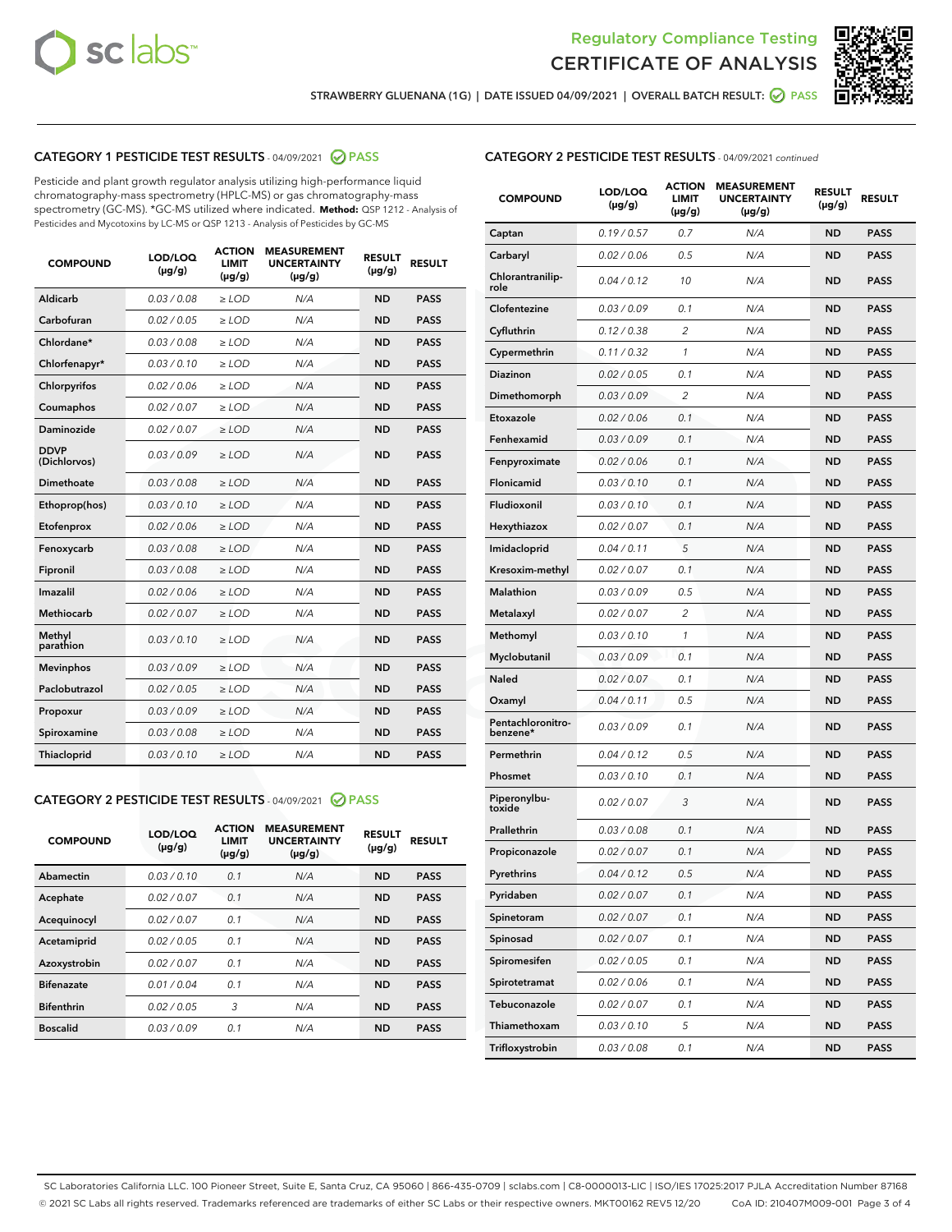STRAWBERRY GLUENANA (1G) | DATE ISSUED 04/09/2021 | OVERALL BATCH RESULT: PASS

## CATEGORY 1 PESTICIDE TEST RESULTS - 04/09/2021 PASS

Pesticide and plant growth regulator analysis utilizing high-performance liquid chromatography-mass spectrometry (HPLC-MS) or gas chromatography-mass spectrometry (GC-MS). *GC-MS utilized where indicated. **Method:** QSP 1212 - Analysis of Pesticides and Mycotoxins by LC-MS or QSP 1213 - Analysis of Pesticides by GC-MS

| COMPOUND | LOD/LOQ (µg/g) | ACTION LIMIT (µg/g) | MEASUREMENT UNCERTAINTY (µg/g) | RESULT (µg/g) | RESULT |
|---|---|---|---|---|---|
| Aldicarb | 0.03 / 0.08 | ≥ LOD | N/A | ND | PASS |
| Carbofuran | 0.02 / 0.05 | ≥ LOD | N/A | ND | PASS |
| Chlordane* | 0.03 / 0.08 | ≥ LOD | N/A | ND | PASS |
| Chlorfenapyr* | 0.03 / 0.10 | ≥ LOD | N/A | ND | PASS |
| Chlorpyrifos | 0.02 / 0.06 | ≥ LOD | N/A | ND | PASS |
| Coumaphos | 0.02 / 0.07 | ≥ LOD | N/A | ND | PASS |
| Daminozide | 0.02 / 0.07 | ≥ LOD | N/A | ND | PASS |
| DDVP (Dichlorvos) | 0.03 / 0.09 | ≥ LOD | N/A | ND | PASS |
| Dimethoate | 0.03 / 0.08 | ≥ LOD | N/A | ND | PASS |
| Ethoprop(hos) | 0.03 / 0.10 | ≥ LOD | N/A | ND | PASS |
| Etofenprox | 0.02 / 0.06 | ≥ LOD | N/A | ND | PASS |
| Fenoxycarb | 0.03 / 0.08 | ≥ LOD | N/A | ND | PASS |
| Fipronil | 0.03 / 0.08 | ≥ LOD | N/A | ND | PASS |
| Imazalil | 0.02 / 0.06 | ≥ LOD | N/A | ND | PASS |
| Methiocarb | 0.02 / 0.07 | ≥ LOD | N/A | ND | PASS |
| Methyl parathion | 0.03 / 0.10 | ≥ LOD | N/A | ND | PASS |
| Mevinphos | 0.03 / 0.09 | ≥ LOD | N/A | ND | PASS |
| Paclobutrazol | 0.02 / 0.05 | ≥ LOD | N/A | ND | PASS |
| Propoxur | 0.03 / 0.09 | ≥ LOD | N/A | ND | PASS |
| Spiroxamine | 0.03 / 0.08 | ≥ LOD | N/A | ND | PASS |
| Thiacloprid | 0.03 / 0.10 | ≥ LOD | N/A | ND | PASS |

## CATEGORY 2 PESTICIDE TEST RESULTS - 04/09/2021 PASS

| COMPOUND | LOD/LOQ (µg/g) | ACTION LIMIT (µg/g) | MEASUREMENT UNCERTAINTY (µg/g) | RESULT (µg/g) | RESULT |
|---|---|---|---|---|---|
| Abamectin | 0.03 / 0.10 | 0.1 | N/A | ND | PASS |
| Acephate | 0.02 / 0.07 | 0.1 | N/A | ND | PASS |
| Acequinocyl | 0.02 / 0.07 | 0.1 | N/A | ND | PASS |
| Acetamiprid | 0.02 / 0.05 | 0.1 | N/A | ND | PASS |
| Azoxystrobin | 0.02 / 0.07 | 0.1 | N/A | ND | PASS |
| Bifenazate | 0.01 / 0.04 | 0.1 | N/A | ND | PASS |
| Bifenthrin | 0.02 / 0.05 | 3 | N/A | ND | PASS |
| Boscalid | 0.03 / 0.09 | 0.1 | N/A | ND | PASS |
| Captan | 0.19 / 0.57 | 0.7 | N/A | ND | PASS |
| Carbaryl | 0.02 / 0.06 | 0.5 | N/A | ND | PASS |
| Chlorantraniliprole | 0.04 / 0.12 | 10 | N/A | ND | PASS |
| Clofentezine | 0.03 / 0.09 | 0.1 | N/A | ND | PASS |
| Cyfluthrin | 0.12 / 0.38 | 2 | N/A | ND | PASS |
| Cypermethrin | 0.11 / 0.32 | 1 | N/A | ND | PASS |
| Diazinon | 0.02 / 0.05 | 0.1 | N/A | ND | PASS |
| Dimethomorph | 0.03 / 0.09 | 2 | N/A | ND | PASS |
| Etoxazole | 0.02 / 0.06 | 0.1 | N/A | ND | PASS |
| Fenhexamid | 0.03 / 0.09 | 0.1 | N/A | ND | PASS |
| Fenpyroximate | 0.02 / 0.06 | 0.1 | N/A | ND | PASS |
| Flonicamid | 0.03 / 0.10 | 0.1 | N/A | ND | PASS |
| Fludioxonil | 0.03 / 0.10 | 0.1 | N/A | ND | PASS |
| Hexythiazox | 0.02 / 0.07 | 0.1 | N/A | ND | PASS |
| Imidacloprid | 0.04 / 0.11 | 5 | N/A | ND | PASS |
| Kresoxim-methyl | 0.02 / 0.07 | 0.1 | N/A | ND | PASS |
| Malathion | 0.03 / 0.09 | 0.5 | N/A | ND | PASS |
| Metalaxyl | 0.02 / 0.07 | 2 | N/A | ND | PASS |
| Methomyl | 0.03 / 0.10 | 1 | N/A | ND | PASS |
| Myclobutanil | 0.03 / 0.09 | 0.1 | N/A | ND | PASS |
| Naled | 0.02 / 0.07 | 0.1 | N/A | ND | PASS |
| Oxamyl | 0.04 / 0.11 | 0.5 | N/A | ND | PASS |
| Pentachloronitrobenzene* | 0.03 / 0.09 | 0.1 | N/A | ND | PASS |
| Permethrin | 0.04 / 0.12 | 0.5 | N/A | ND | PASS |
| Phosmet | 0.03 / 0.10 | 0.1 | N/A | ND | PASS |
| Piperonylbutoxide | 0.02 / 0.07 | 3 | N/A | ND | PASS |
| Prallethrin | 0.03 / 0.08 | 0.1 | N/A | ND | PASS |
| Propiconazole | 0.02 / 0.07 | 0.1 | N/A | ND | PASS |
| Pyrethrins | 0.04 / 0.12 | 0.5 | N/A | ND | PASS |
| Pyridaben | 0.02 / 0.07 | 0.1 | N/A | ND | PASS |
| Spinetoram | 0.02 / 0.07 | 0.1 | N/A | ND | PASS |
| Spinosad | 0.02 / 0.07 | 0.1 | N/A | ND | PASS |
| Spiromesifen | 0.02 / 0.05 | 0.1 | N/A | ND | PASS |
| Spirotetramat | 0.02 / 0.06 | 0.1 | N/A | ND | PASS |
| Tebuconazole | 0.02 / 0.07 | 0.1 | N/A | ND | PASS |
| Thiamethoxam | 0.03 / 0.10 | 5 | N/A | ND | PASS |
| Trifloxystrobin | 0.03 / 0.08 | 0.1 | N/A | ND | PASS |

SC Laboratories California LLC. 100 Pioneer Street, Suite E, Santa Cruz, CA 95060 | 866-435-0709 | sclabs.com | C8-0000013-LIC | ISO/IES 17025:2017 PJLA Accreditation Number 87168
© 2021 SC Labs all rights reserved. Trademarks referenced are trademarks of either SC Labs or their respective owners. MKT00162 REV5 12/20 CoA ID: 210407M009-001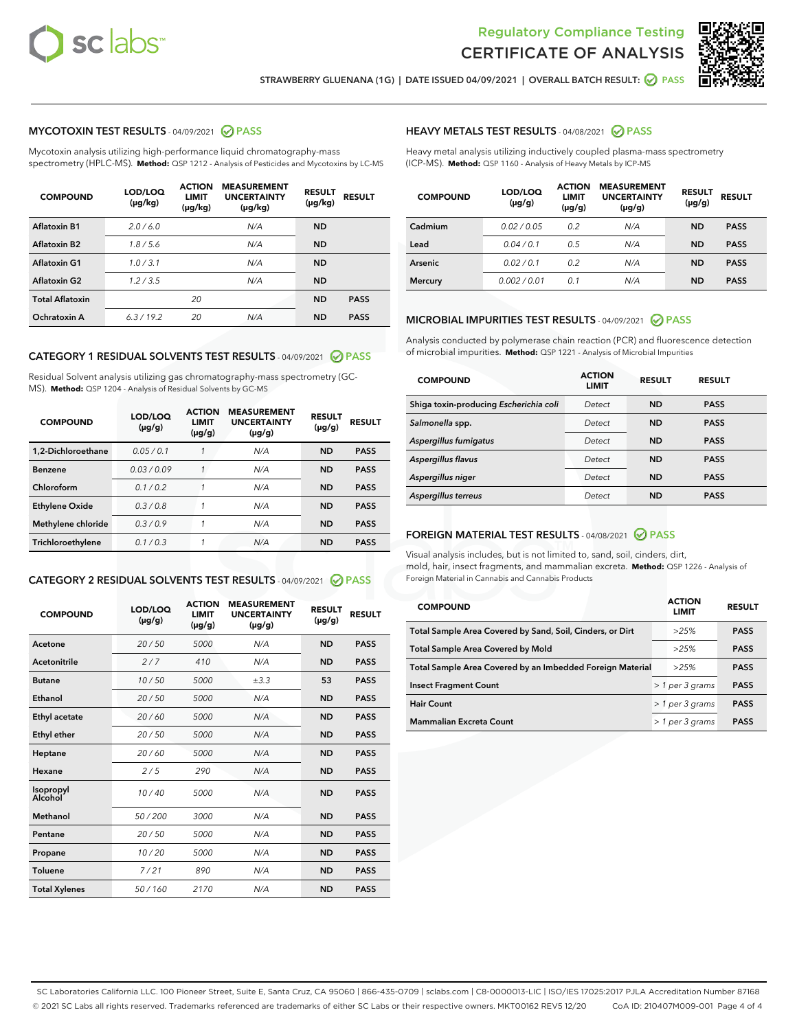Regulatory Compliance Testing
# CERTIFICATE OF ANALYSIS

STRAWBERRY GLUENANA (1G) | DATE ISSUED 04/09/2021 | OVERALL BATCH RESULT: PASS

## MYCOTOXIN TEST RESULTS - 04/09/2021 PASS

Mycotoxin analysis utilizing high-performance liquid chromatography-mass spectrometry (HPLC-MS). **Method:** QSP 1212 - Analysis of Pesticides and Mycotoxins by LC-MS

| COMPOUND | LOD/LOQ (µg/kg) | ACTION LIMIT (µg/kg) | MEASUREMENT UNCERTAINTY (µg/kg) | RESULT (µg/kg) | RESULT |
|---|---|---|---|---|---|
| Aflatoxin B1 | 2.0 / 6.0 | | N/A | ND | |
| Aflatoxin B2 | 1.8 / 5.6 | | N/A | ND | |
| Aflatoxin G1 | 1.0 / 3.1 | | N/A | ND | |
| Aflatoxin G2 | 1.2 / 3.5 | | N/A | ND | |
| Total Aflatoxin | | 20 | | ND | PASS |
| Ochratoxin A | 6.3 / 19.2 | 20 | N/A | ND | PASS |

## CATEGORY 1 RESIDUAL SOLVENTS TEST RESULTS - 04/09/2021 PASS

Residual Solvent analysis utilizing gas chromatography-mass spectrometry (GC-MS). **Method:** QSP 1204 - Analysis of Residual Solvents by GC-MS

| COMPOUND | LOD/LOQ (µg/g) | ACTION LIMIT (µg/g) | MEASUREMENT UNCERTAINTY (µg/g) | RESULT (µg/g) | RESULT |
|---|---|---|---|---|---|
| 1,2-Dichloroethane | 0.05 / 0.1 | 1 | N/A | ND | PASS |
| Benzene | 0.03 / 0.09 | 1 | N/A | ND | PASS |
| Chloroform | 0.1 / 0.2 | 1 | N/A | ND | PASS |
| Ethylene Oxide | 0.3 / 0.8 | 1 | N/A | ND | PASS |
| Methylene chloride | 0.3 / 0.9 | 1 | N/A | ND | PASS |
| Trichloroethylene | 0.1 / 0.3 | 1 | N/A | ND | PASS |

## CATEGORY 2 RESIDUAL SOLVENTS TEST RESULTS - 04/09/2021 PASS

| COMPOUND | LOD/LOQ (µg/g) | ACTION LIMIT (µg/g) | MEASUREMENT UNCERTAINTY (µg/g) | RESULT (µg/g) | RESULT |
|---|---|---|---|---|---|
| Acetone | 20 / 50 | 5000 | N/A | ND | PASS |
| Acetonitrile | 2 / 7 | 410 | N/A | ND | PASS |
| Butane | 10 / 50 | 5000 | ±3.3 | 53 | PASS |
| Ethanol | 20 / 50 | 5000 | N/A | ND | PASS |
| Ethyl acetate | 20 / 60 | 5000 | N/A | ND | PASS |
| Ethyl ether | 20 / 50 | 5000 | N/A | ND | PASS |
| Heptane | 20 / 60 | 5000 | N/A | ND | PASS |
| Hexane | 2 / 5 | 290 | N/A | ND | PASS |
| Isopropyl Alcohol | 10 / 40 | 5000 | N/A | ND | PASS |
| Methanol | 50 / 200 | 3000 | N/A | ND | PASS |
| Pentane | 20 / 50 | 5000 | N/A | ND | PASS |
| Propane | 10 / 20 | 5000 | N/A | ND | PASS |
| Toluene | 7 / 21 | 890 | N/A | ND | PASS |
| Total Xylenes | 50 / 160 | 2170 | N/A | ND | PASS |

## HEAVY METALS TEST RESULTS - 04/08/2021 PASS

Heavy metal analysis utilizing inductively coupled plasma-mass spectrometry (ICP-MS). **Method:** QSP 1160 - Analysis of Heavy Metals by ICP-MS

| COMPOUND | LOD/LOQ (µg/g) | ACTION LIMIT (µg/g) | MEASUREMENT UNCERTAINTY (µg/g) | RESULT (µg/g) | RESULT |
|---|---|---|---|---|---|
| Cadmium | 0.02 / 0.05 | 0.2 | N/A | ND | PASS |
| Lead | 0.04 / 0.1 | 0.5 | N/A | ND | PASS |
| Arsenic | 0.02 / 0.1 | 0.2 | N/A | ND | PASS |
| Mercury | 0.002 / 0.01 | 0.1 | N/A | ND | PASS |

## MICROBIAL IMPURITIES TEST RESULTS - 04/09/2021 PASS

Analysis conducted by polymerase chain reaction (PCR) and fluorescence detection of microbial impurities. **Method:** QSP 1221 - Analysis of Microbial Impurities

| COMPOUND | ACTION LIMIT | RESULT | RESULT |
|---|---|---|---|
| *Shiga toxin-producing Escherichia coli* | Detect | ND | PASS |
| *Salmonella* spp. | Detect | ND | PASS |
| *Aspergillus fumigatus* | Detect | ND | PASS |
| *Aspergillus flavus* | Detect | ND | PASS |
| *Aspergillus niger* | Detect | ND | PASS |
| *Aspergillus terreus* | Detect | ND | PASS |

## FOREIGN MATERIAL TEST RESULTS - 04/08/2021 PASS

Visual analysis includes, but is not limited to, sand, soil, cinders, dirt, mold, hair, insect fragments, and mammalian excreta. **Method:** QSP 1226 - Analysis of Foreign Material in Cannabis and Cannabis Products

| COMPOUND | ACTION LIMIT | RESULT |
|---|---|---|
| Total Sample Area Covered by Sand, Soil, Cinders, or Dirt | >25% | PASS |
| Total Sample Area Covered by Mold | >25% | PASS |
| Total Sample Area Covered by an Imbedded Foreign Material | >25% | PASS |
| Insect Fragment Count | > 1 per 3 grams | PASS |
| Hair Count | > 1 per 3 grams | PASS |
| Mammalian Excreta Count | > 1 per 3 grams | PASS |

SC Laboratories California LLC. 100 Pioneer Street, Suite E, Santa Cruz, CA 95060 | 866-435-0709 | sclabs.com | C8-0000013-LIC | ISO/IES 17025:2017 PJLA Accreditation Number 87168
© 2021 SC Labs all rights reserved. Trademarks referenced are trademarks of either SC Labs or their respective owners. MKT00162 REV5 12/20 CoA ID: 210407M009-001